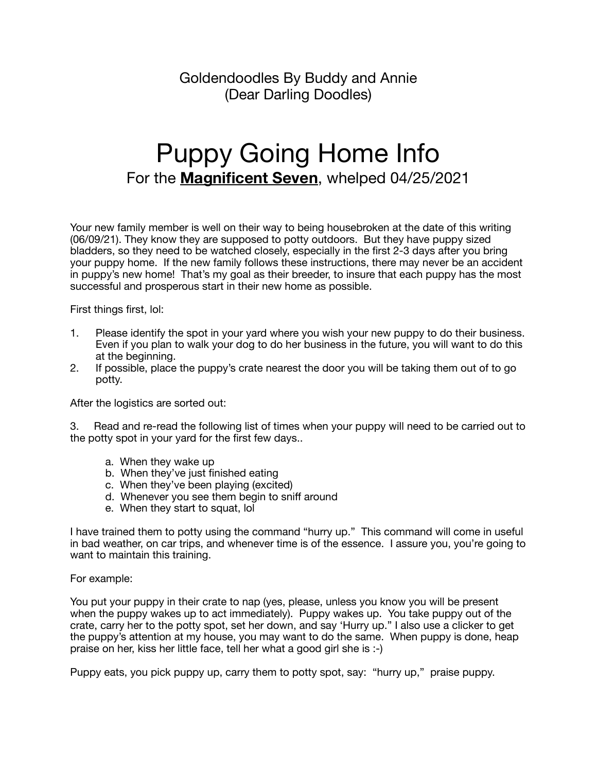Goldendoodles By Buddy and Annie
(Dear Darling Doodles)

# Puppy Going Home Info

## For the **<u>Magnificent Seven</u>**, whelped 04/25/2021

Your new family member is well on their way to being housebroken at the date of this writing (06/09/21). They know they are supposed to potty outdoors. But they have puppy sized bladders, so they need to be watched closely, especially in the first 2-3 days after you bring your puppy home. If the new family follows these instructions, there may never be an accident in puppy's new home! That's my goal as their breeder, to insure that each puppy has the most successful and prosperous start in their new home as possible.

First things first, lol:

1. Please identify the spot in your yard where you wish your new puppy to do their business. Even if you plan to walk your dog to do her business in the future, you will want to do this at the beginning.
2. If possible, place the puppy's crate nearest the door you will be taking them out of to go potty.

After the logistics are sorted out:

3. Read and re-read the following list of times when your puppy will need to be carried out to the potty spot in your yard for the first few days..

    a. When they wake up
    b. When they've just finished eating
    c. When they've been playing (excited)
    d. Whenever you see them begin to sniff around
    e. When they start to squat, lol

I have trained them to potty using the command "hurry up." This command will come in useful in bad weather, on car trips, and whenever time is of the essence. I assure you, you're going to want to maintain this training.

For example:

You put your puppy in their crate to nap (yes, please, unless you know you will be present when the puppy wakes up to act immediately). Puppy wakes up. You take puppy out of the crate, carry her to the potty spot, set her down, and say 'Hurry up." I also use a clicker to get the puppy's attention at my house, you may want to do the same. When puppy is done, heap praise on her, kiss her little face, tell her what a good girl she is :-)

Puppy eats, you pick puppy up, carry them to potty spot, say: "hurry up," praise puppy.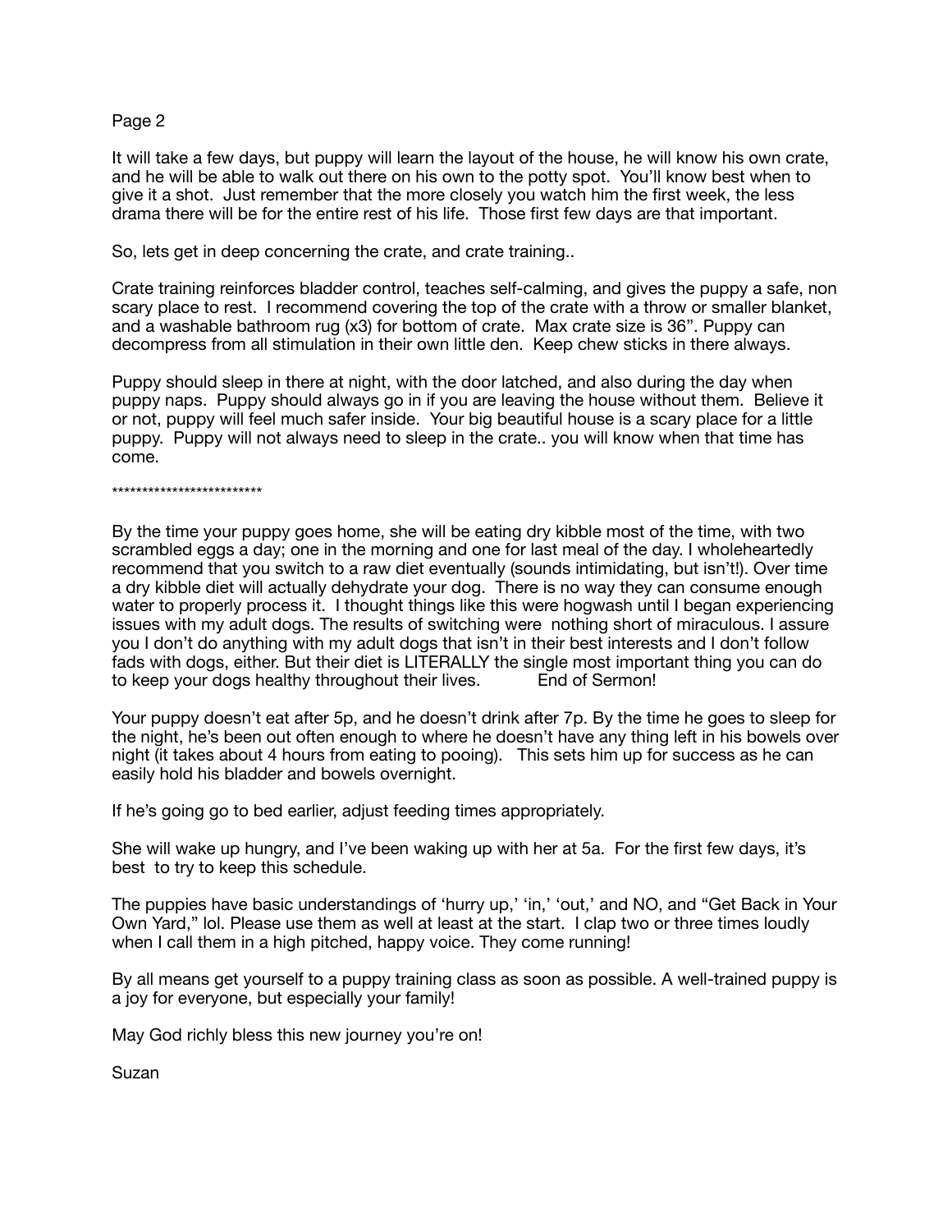It will take a few days, but puppy will learn the layout of the house, he will know his own crate, and he will be able to walk out there on his own to the potty spot. You'll know best when to give it a shot. Just remember that the more closely you watch him the first week, the less drama there will be for the entire rest of his life. Those first few days are that important.

So, lets get in deep concerning the crate, and crate training..

Crate training reinforces bladder control, teaches self-calming, and gives the puppy a safe, non scary place to rest. I recommend covering the top of the crate with a throw or smaller blanket, and a washable bathroom rug (x3) for bottom of crate. Max crate size is 36". Puppy can decompress from all stimulation in their own little den. Keep chew sticks in there always.

Puppy should sleep in there at night, with the door latched, and also during the day when puppy naps. Puppy should always go in if you are leaving the house without them. Believe it or not, puppy will feel much safer inside. Your big beautiful house is a scary place for a little puppy. Puppy will not always need to sleep in the crate.. you will know when that time has come.

*************************

By the time your puppy goes home, she will be eating dry kibble most of the time, with two scrambled eggs a day; one in the morning and one for last meal of the day. I wholeheartedly recommend that you switch to a raw diet eventually (sounds intimidating, but isn't!). Over time a dry kibble diet will actually dehydrate your dog. There is no way they can consume enough water to properly process it. I thought things like this were hogwash until I began experiencing issues with my adult dogs. The results of switching were nothing short of miraculous. I assure you I don't do anything with my adult dogs that isn't in their best interests and I don't follow fads with dogs, either. But their diet is LITERALLY the single most important thing you can do to keep your dogs healthy throughout their lives. End of Sermon!

Your puppy doesn't eat after 5p, and he doesn't drink after 7p. By the time he goes to sleep for the night, he's been out often enough to where he doesn't have any thing left in his bowels over night (it takes about 4 hours from eating to pooing). This sets him up for success as he can easily hold his bladder and bowels overnight.

If he's going go to bed earlier, adjust feeding times appropriately.

She will wake up hungry, and I've been waking up with her at 5a. For the first few days, it's best to try to keep this schedule.

The puppies have basic understandings of 'hurry up,' 'in,' 'out,' and NO, and "Get Back in Your Own Yard," lol. Please use them as well at least at the start. I clap two or three times loudly when I call them in a high pitched, happy voice. They come running!

By all means get yourself to a puppy training class as soon as possible. A well-trained puppy is a joy for everyone, but especially your family!

May God richly bless this new journey you're on!

Suzan